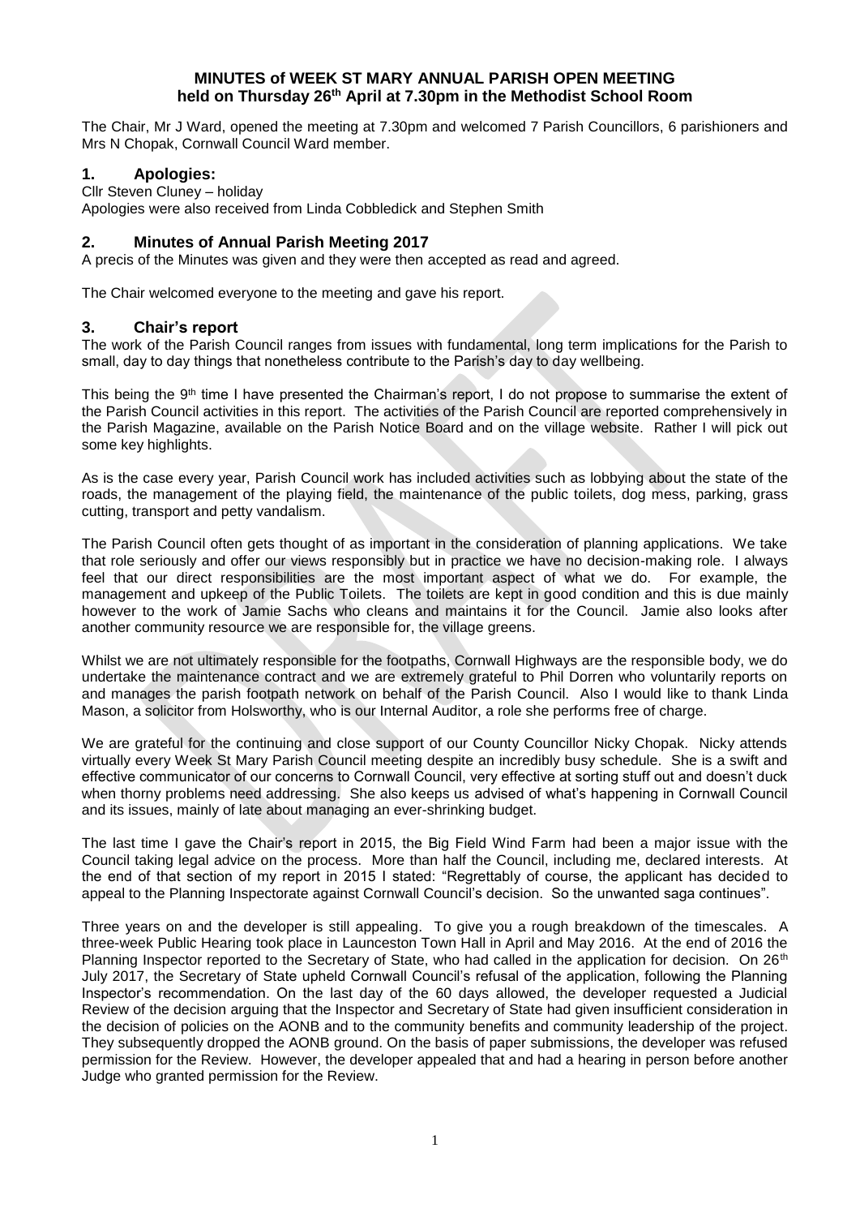**MINUTES of WEEK ST MARY ANNUAL PARISH OPEN MEETING held on Thursday 26th April at 7.30pm in the Methodist School Room**

The Chair, Mr J Ward, opened the meeting at 7.30pm and welcomed 7 Parish Councillors, 6 parishioners and Mrs N Chopak, Cornwall Council Ward member.

## 1. Apologies:

Cllr Steven Cluney – holiday
Apologies were also received from Linda Cobbledick and Stephen Smith

## 2. Minutes of Annual Parish Meeting 2017

A precis of the Minutes was given and they were then accepted as read and agreed.

The Chair welcomed everyone to the meeting and gave his report.

## 3. Chair's report

The work of the Parish Council ranges from issues with fundamental, long term implications for the Parish to small, day to day things that nonetheless contribute to the Parish's day to day wellbeing.

This being the 9th time I have presented the Chairman's report, I do not propose to summarise the extent of the Parish Council activities in this report. The activities of the Parish Council are reported comprehensively in the Parish Magazine, available on the Parish Notice Board and on the village website. Rather I will pick out some key highlights.

As is the case every year, Parish Council work has included activities such as lobbying about the state of the roads, the management of the playing field, the maintenance of the public toilets, dog mess, parking, grass cutting, transport and petty vandalism.

The Parish Council often gets thought of as important in the consideration of planning applications. We take that role seriously and offer our views responsibly but in practice we have no decision-making role. I always feel that our direct responsibilities are the most important aspect of what we do. For example, the management and upkeep of the Public Toilets. The toilets are kept in good condition and this is due mainly however to the work of Jamie Sachs who cleans and maintains it for the Council. Jamie also looks after another community resource we are responsible for, the village greens.

Whilst we are not ultimately responsible for the footpaths, Cornwall Highways are the responsible body, we do undertake the maintenance contract and we are extremely grateful to Phil Dorren who voluntarily reports on and manages the parish footpath network on behalf of the Parish Council. Also I would like to thank Linda Mason, a solicitor from Holsworthy, who is our Internal Auditor, a role she performs free of charge.

We are grateful for the continuing and close support of our County Councillor Nicky Chopak. Nicky attends virtually every Week St Mary Parish Council meeting despite an incredibly busy schedule. She is a swift and effective communicator of our concerns to Cornwall Council, very effective at sorting stuff out and doesn't duck when thorny problems need addressing. She also keeps us advised of what's happening in Cornwall Council and its issues, mainly of late about managing an ever-shrinking budget.

The last time I gave the Chair's report in 2015, the Big Field Wind Farm had been a major issue with the Council taking legal advice on the process. More than half the Council, including me, declared interests. At the end of that section of my report in 2015 I stated: "Regrettably of course, the applicant has decided to appeal to the Planning Inspectorate against Cornwall Council's decision. So the unwanted saga continues".

Three years on and the developer is still appealing. To give you a rough breakdown of the timescales. A three-week Public Hearing took place in Launceston Town Hall in April and May 2016. At the end of 2016 the Planning Inspector reported to the Secretary of State, who had called in the application for decision. On 26th July 2017, the Secretary of State upheld Cornwall Council's refusal of the application, following the Planning Inspector's recommendation. On the last day of the 60 days allowed, the developer requested a Judicial Review of the decision arguing that the Inspector and Secretary of State had given insufficient consideration in the decision of policies on the AONB and to the community benefits and community leadership of the project. They subsequently dropped the AONB ground. On the basis of paper submissions, the developer was refused permission for the Review. However, the developer appealed that and had a hearing in person before another Judge who granted permission for the Review.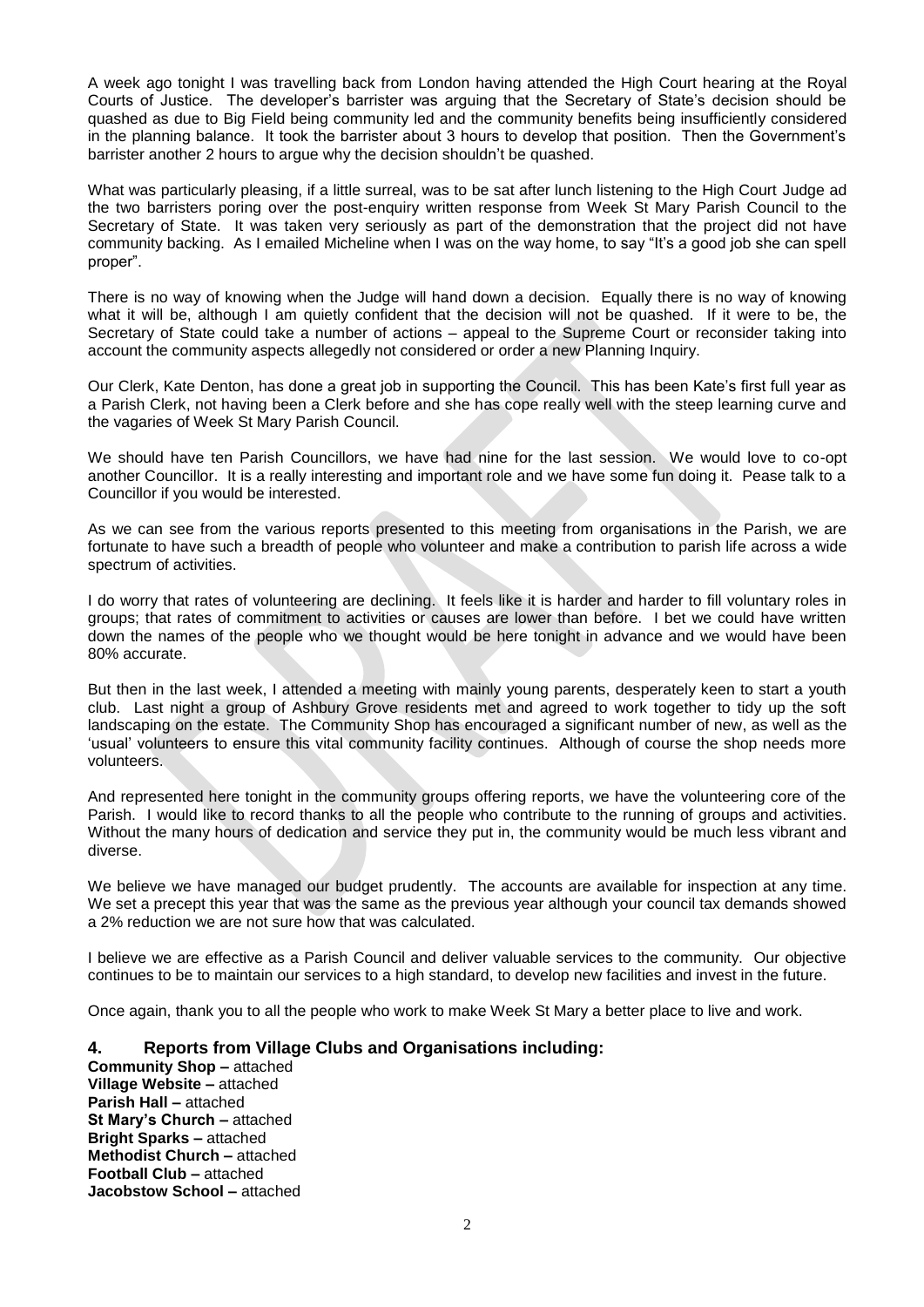A week ago tonight I was travelling back from London having attended the High Court hearing at the Royal Courts of Justice. The developer's barrister was arguing that the Secretary of State's decision should be quashed as due to Big Field being community led and the community benefits being insufficiently considered in the planning balance. It took the barrister about 3 hours to develop that position. Then the Government's barrister another 2 hours to argue why the decision shouldn't be quashed.

What was particularly pleasing, if a little surreal, was to be sat after lunch listening to the High Court Judge ad the two barristers poring over the post-enquiry written response from Week St Mary Parish Council to the Secretary of State. It was taken very seriously as part of the demonstration that the project did not have community backing. As I emailed Micheline when I was on the way home, to say "It's a good job she can spell proper".

There is no way of knowing when the Judge will hand down a decision. Equally there is no way of knowing what it will be, although I am quietly confident that the decision will not be quashed. If it were to be, the Secretary of State could take a number of actions – appeal to the Supreme Court or reconsider taking into account the community aspects allegedly not considered or order a new Planning Inquiry.

Our Clerk, Kate Denton, has done a great job in supporting the Council. This has been Kate's first full year as a Parish Clerk, not having been a Clerk before and she has cope really well with the steep learning curve and the vagaries of Week St Mary Parish Council.

We should have ten Parish Councillors, we have had nine for the last session. We would love to co-opt another Councillor. It is a really interesting and important role and we have some fun doing it. Pease talk to a Councillor if you would be interested.

As we can see from the various reports presented to this meeting from organisations in the Parish, we are fortunate to have such a breadth of people who volunteer and make a contribution to parish life across a wide spectrum of activities.

I do worry that rates of volunteering are declining. It feels like it is harder and harder to fill voluntary roles in groups; that rates of commitment to activities or causes are lower than before. I bet we could have written down the names of the people who we thought would be here tonight in advance and we would have been 80% accurate.

But then in the last week, I attended a meeting with mainly young parents, desperately keen to start a youth club. Last night a group of Ashbury Grove residents met and agreed to work together to tidy up the soft landscaping on the estate. The Community Shop has encouraged a significant number of new, as well as the 'usual' volunteers to ensure this vital community facility continues. Although of course the shop needs more volunteers.

And represented here tonight in the community groups offering reports, we have the volunteering core of the Parish. I would like to record thanks to all the people who contribute to the running of groups and activities. Without the many hours of dedication and service they put in, the community would be much less vibrant and diverse.

We believe we have managed our budget prudently. The accounts are available for inspection at any time. We set a precept this year that was the same as the previous year although your council tax demands showed a 2% reduction we are not sure how that was calculated.

I believe we are effective as a Parish Council and deliver valuable services to the community. Our objective continues to be to maintain our services to a high standard, to develop new facilities and invest in the future.

Once again, thank you to all the people who work to make Week St Mary a better place to live and work.

## 4. Reports from Village Clubs and Organisations including:

**Community Shop –** attached  
**Village Website –** attached  
**Parish Hall –** attached  
**St Mary's Church –** attached  
**Bright Sparks –** attached  
**Methodist Church –** attached  
**Football Club –** attached  
**Jacobstow School –** attached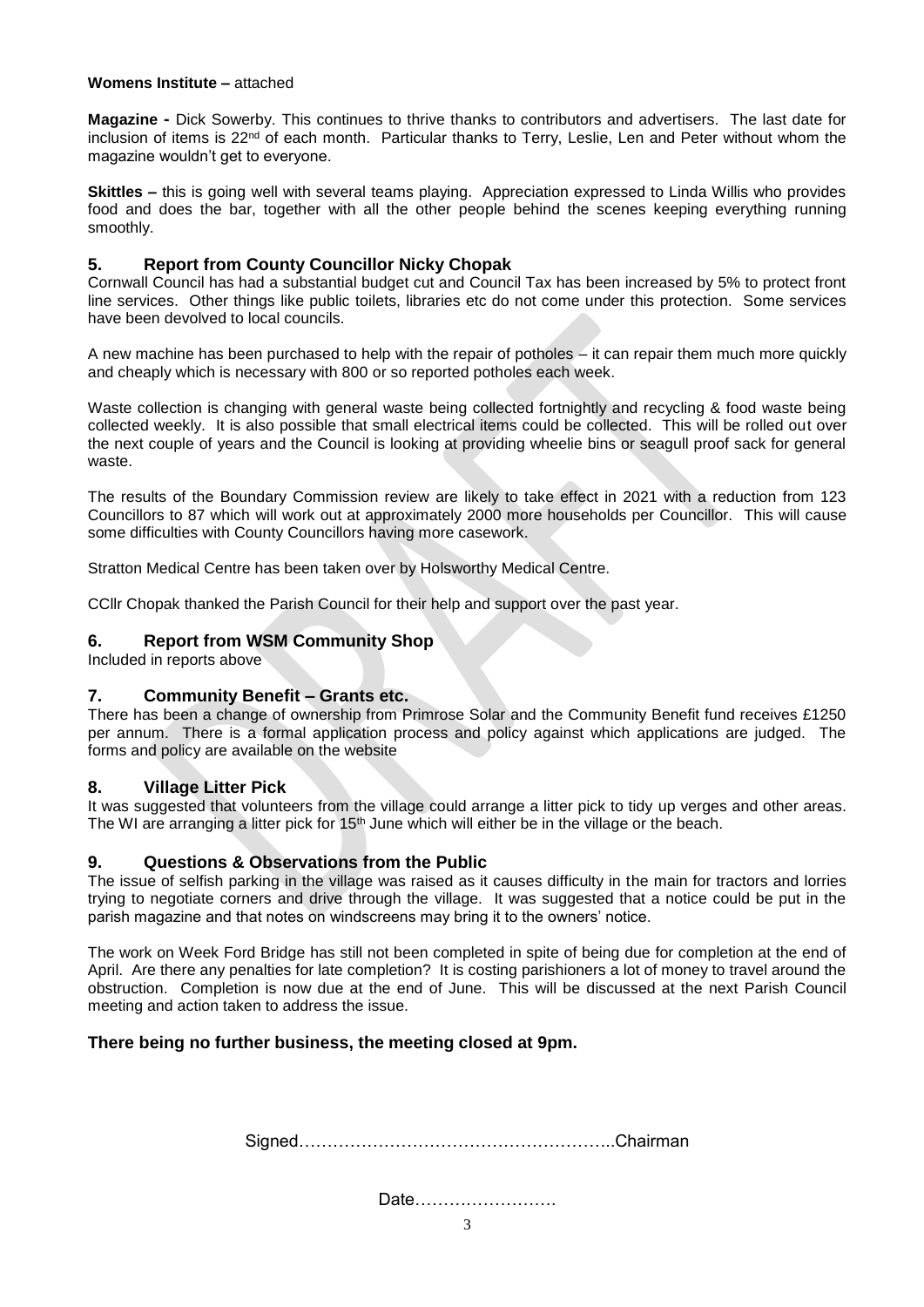**Womens Institute –** attached

**Magazine -** Dick Sowerby. This continues to thrive thanks to contributors and advertisers. The last date for inclusion of items is 22nd of each month. Particular thanks to Terry, Leslie, Len and Peter without whom the magazine wouldn't get to everyone.

**Skittles –** this is going well with several teams playing. Appreciation expressed to Linda Willis who provides food and does the bar, together with all the other people behind the scenes keeping everything running smoothly.

## 5. Report from County Councillor Nicky Chopak

Cornwall Council has had a substantial budget cut and Council Tax has been increased by 5% to protect front line services. Other things like public toilets, libraries etc do not come under this protection. Some services have been devolved to local councils.

A new machine has been purchased to help with the repair of potholes – it can repair them much more quickly and cheaply which is necessary with 800 or so reported potholes each week.

Waste collection is changing with general waste being collected fortnightly and recycling & food waste being collected weekly. It is also possible that small electrical items could be collected. This will be rolled out over the next couple of years and the Council is looking at providing wheelie bins or seagull proof sack for general waste.

The results of the Boundary Commission review are likely to take effect in 2021 with a reduction from 123 Councillors to 87 which will work out at approximately 2000 more households per Councillor. This will cause some difficulties with County Councillors having more casework.

Stratton Medical Centre has been taken over by Holsworthy Medical Centre.

CCllr Chopak thanked the Parish Council for their help and support over the past year.

## 6. Report from WSM Community Shop

Included in reports above

## 7. Community Benefit – Grants etc.

There has been a change of ownership from Primrose Solar and the Community Benefit fund receives £1250 per annum. There is a formal application process and policy against which applications are judged. The forms and policy are available on the website

## 8. Village Litter Pick

It was suggested that volunteers from the village could arrange a litter pick to tidy up verges and other areas. The WI are arranging a litter pick for 15th June which will either be in the village or the beach.

## 9. Questions & Observations from the Public

The issue of selfish parking in the village was raised as it causes difficulty in the main for tractors and lorries trying to negotiate corners and drive through the village. It was suggested that a notice could be put in the parish magazine and that notes on windscreens may bring it to the owners' notice.

The work on Week Ford Bridge has still not been completed in spite of being due for completion at the end of April. Are there any penalties for late completion? It is costing parishioners a lot of money to travel around the obstruction. Completion is now due at the end of June. This will be discussed at the next Parish Council meeting and action taken to address the issue.

**There being no further business, the meeting closed at 9pm.**

Signed………………………………………………..Chairman

Date…………………….